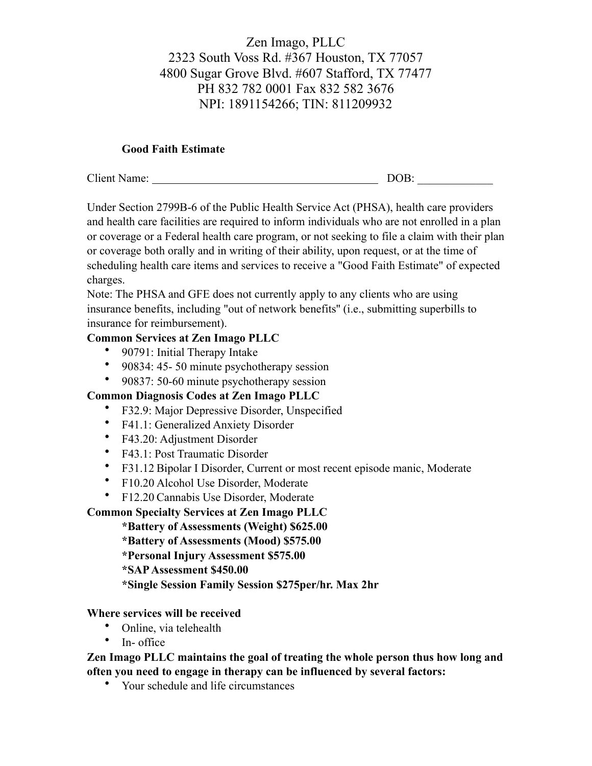Zen Imago, PLLC
2323 South Voss Rd. #367 Houston, TX 77057
4800 Sugar Grove Blvd. #607 Stafford, TX 77477
PH 832 782 0001 Fax 832 582 3676
NPI: 1891154266; TIN: 811209932

**Good Faith Estimate**

Client Name: ________________________________________ DOB: _____________

Under Section 2799B-6 of the Public Health Service Act (PHSA), health care providers and health care facilities are required to inform individuals who are not enrolled in a plan or coverage or a Federal health care program, or not seeking to file a claim with their plan or coverage both orally and in writing of their ability, upon request, or at the time of scheduling health care items and services to receive a "Good Faith Estimate" of expected charges.
Note: The PHSA and GFE does not currently apply to any clients who are using insurance benefits, including "out of network benefits" (i.e., submitting superbills to insurance for reimbursement).

**Common Services at Zen Imago PLLC**

- 90791: Initial Therapy Intake
- 90834: 45- 50 minute psychotherapy session
- 90837: 50-60 minute psychotherapy session

**Common Diagnosis Codes at Zen Imago PLLC**

- F32.9: Major Depressive Disorder, Unspecified
- F41.1: Generalized Anxiety Disorder
- F43.20: Adjustment Disorder
- F43.1: Post Traumatic Disorder
- F31.12 Bipolar I Disorder, Current or most recent episode manic, Moderate
- F10.20 Alcohol Use Disorder, Moderate
- F12.20 Cannabis Use Disorder, Moderate

**Common Specialty Services at Zen Imago PLLC**

**\*Battery of Assessments (Weight) $625.00**
**\*Battery of Assessments (Mood) $575.00**
**\*Personal Injury Assessment $575.00**
**\*SAP Assessment $450.00**
**\*Single Session Family Session $275per/hr. Max 2hr**

**Where services will be received**

- Online, via telehealth
- In- office

**Zen Imago PLLC maintains the goal of treating the whole person thus how long and often you need to engage in therapy can be influenced by several factors:**

- Your schedule and life circumstances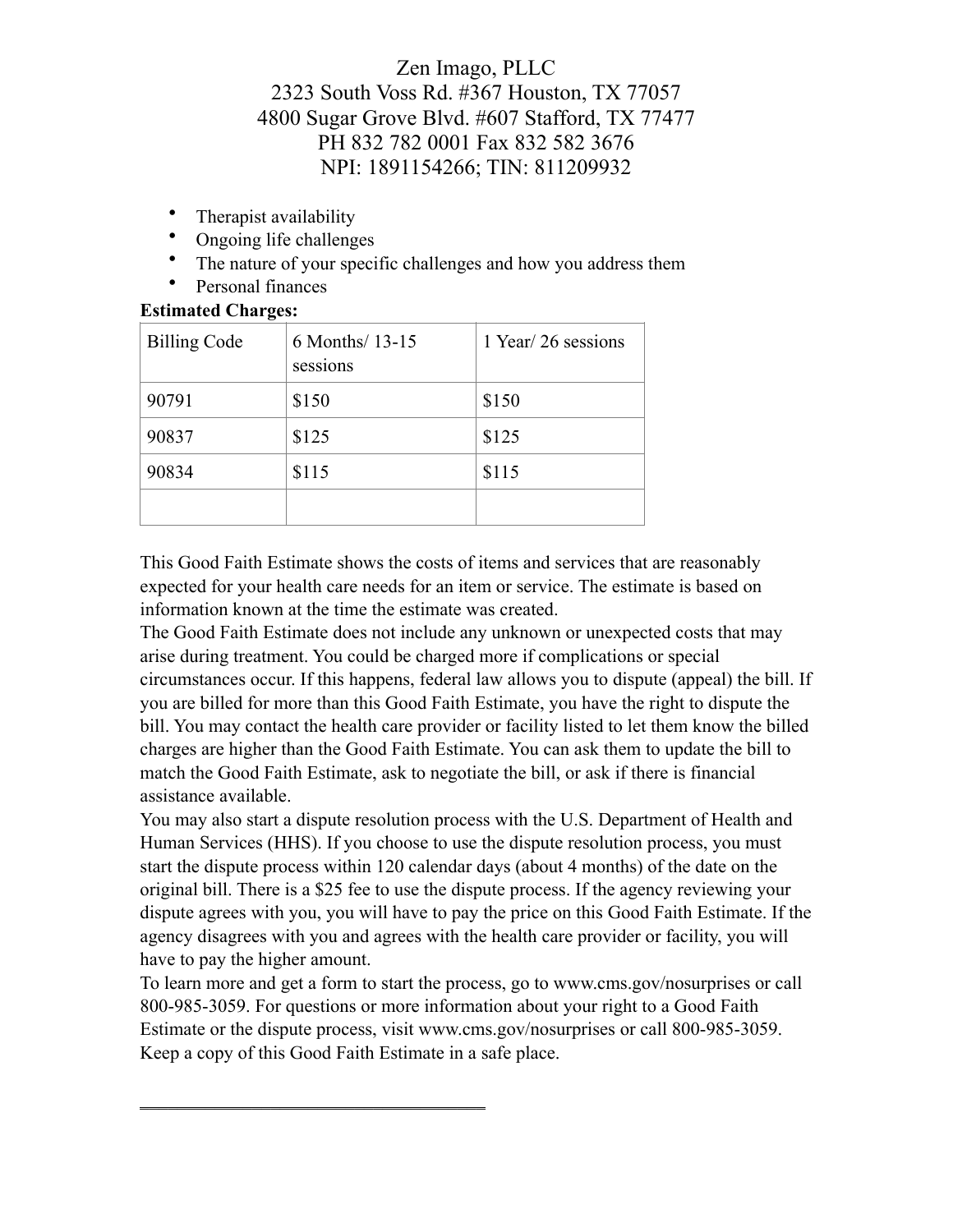Zen Imago, PLLC
2323 South Voss Rd. #367 Houston, TX 77057
4800 Sugar Grove Blvd. #607 Stafford, TX 77477
PH 832 782 0001 Fax 832 582 3676
NPI: 1891154266; TIN: 811209932

- Therapist availability
- Ongoing life challenges
- The nature of your specific challenges and how you address them
- Personal finances

**Estimated Charges:**

| Billing Code | 6 Months/ 13-15 sessions | 1 Year/ 26 sessions |
|---|---|---|
| 90791 | $150 | $150 |
| 90837 | $125 | $125 |
| 90834 | $115 | $115 |
| | | |

This Good Faith Estimate shows the costs of items and services that are reasonably expected for your health care needs for an item or service. The estimate is based on information known at the time the estimate was created.

The Good Faith Estimate does not include any unknown or unexpected costs that may arise during treatment. You could be charged more if complications or special circumstances occur. If this happens, federal law allows you to dispute (appeal) the bill. If you are billed for more than this Good Faith Estimate, you have the right to dispute the bill. You may contact the health care provider or facility listed to let them know the billed charges are higher than the Good Faith Estimate. You can ask them to update the bill to match the Good Faith Estimate, ask to negotiate the bill, or ask if there is financial assistance available.

You may also start a dispute resolution process with the U.S. Department of Health and Human Services (HHS). If you choose to use the dispute resolution process, you must start the dispute process within 120 calendar days (about 4 months) of the date on the original bill. There is a $25 fee to use the dispute process. If the agency reviewing your dispute agrees with you, you will have to pay the price on this Good Faith Estimate. If the agency disagrees with you and agrees with the health care provider or facility, you will have to pay the higher amount.

To learn more and get a form to start the process, go to www.cms.gov/nosurprises or call 800-985-3059. For questions or more information about your right to a Good Faith Estimate or the dispute process, visit www.cms.gov/nosurprises or call 800-985-3059. Keep a copy of this Good Faith Estimate in a safe place.

\_\_\_\_\_\_\_\_\_\_\_\_\_\_\_\_\_\_\_\_\_\_\_\_\_\_\_\_\_\_\_\_\_\_\_\_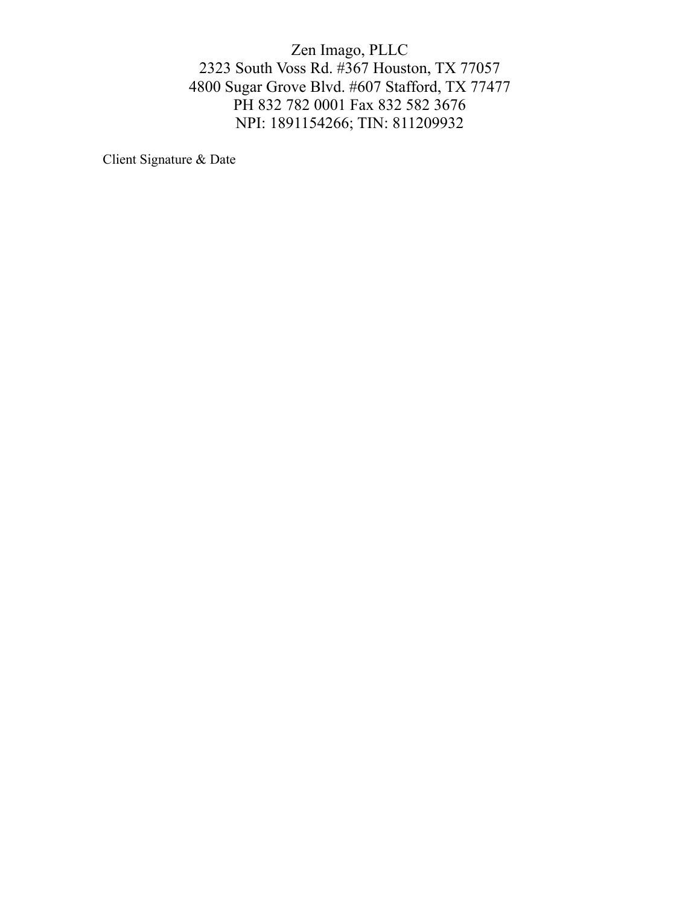Zen Imago, PLLC
2323 South Voss Rd. #367 Houston, TX 77057
4800 Sugar Grove Blvd. #607 Stafford, TX 77477
PH 832 782 0001 Fax 832 582 3676
NPI: 1891154266; TIN: 811209932

Client Signature & Date